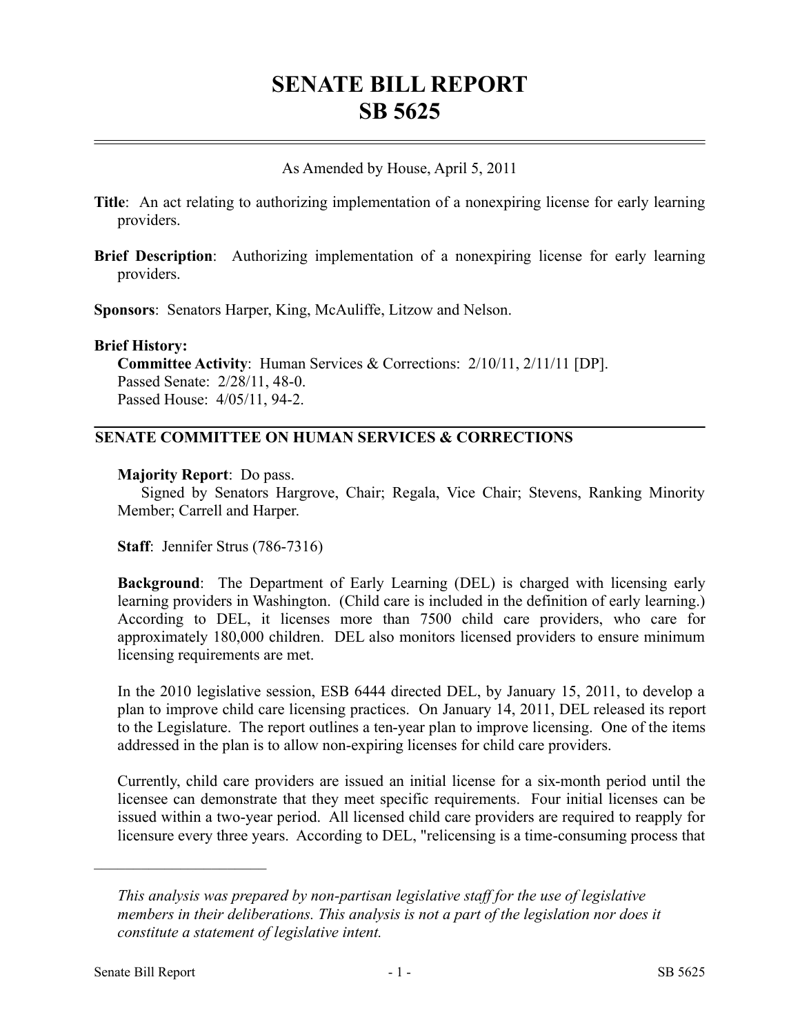# SENATE BILL REPORT
# SB 5625

As Amended by House, April 5, 2011

**Title**: An act relating to authorizing implementation of a nonexpiring license for early learning providers.

**Brief Description**: Authorizing implementation of a nonexpiring license for early learning providers.

**Sponsors**: Senators Harper, King, McAuliffe, Litzow and Nelson.

**Brief History:**

**Committee Activity**: Human Services & Corrections: 2/10/11, 2/11/11 [DP].
Passed Senate: 2/28/11, 48-0.
Passed House: 4/05/11, 94-2.

## SENATE COMMITTEE ON HUMAN SERVICES & CORRECTIONS

**Majority Report**: Do pass.
Signed by Senators Hargrove, Chair; Regala, Vice Chair; Stevens, Ranking Minority Member; Carrell and Harper.

**Staff**: Jennifer Strus (786-7316)

**Background**: The Department of Early Learning (DEL) is charged with licensing early learning providers in Washington. (Child care is included in the definition of early learning.) According to DEL, it licenses more than 7500 child care providers, who care for approximately 180,000 children. DEL also monitors licensed providers to ensure minimum licensing requirements are met.

In the 2010 legislative session, ESB 6444 directed DEL, by January 15, 2011, to develop a plan to improve child care licensing practices. On January 14, 2011, DEL released its report to the Legislature. The report outlines a ten-year plan to improve licensing. One of the items addressed in the plan is to allow non-expiring licenses for child care providers.

Currently, child care providers are issued an initial license for a six-month period until the licensee can demonstrate that they meet specific requirements. Four initial licenses can be issued within a two-year period. All licensed child care providers are required to reapply for licensure every three years. According to DEL, "relicensing is a time-consuming process that

---

*This analysis was prepared by non-partisan legislative staff for the use of legislative members in their deliberations. This analysis is not a part of the legislation nor does it constitute a statement of legislative intent.*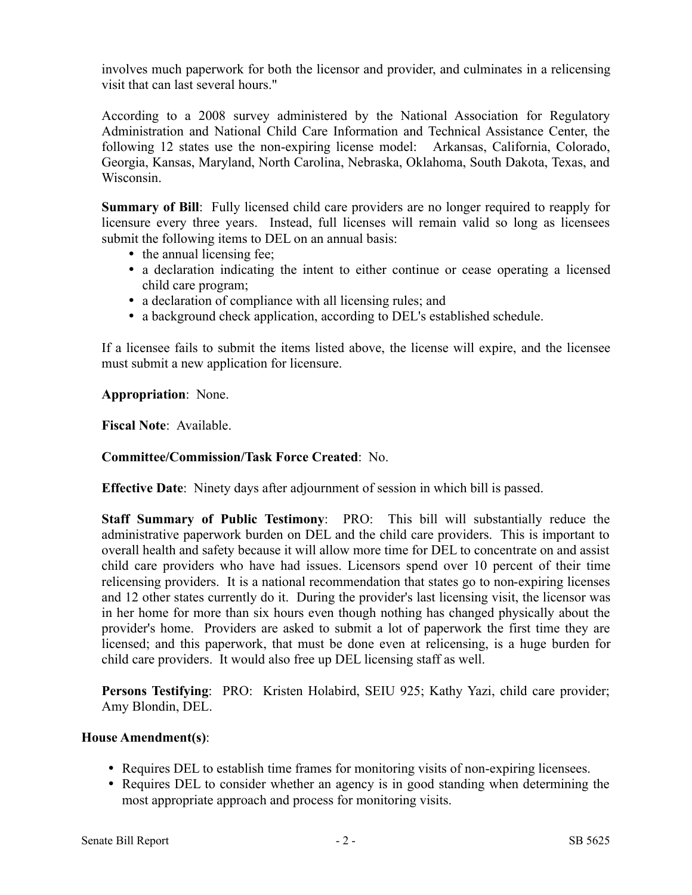involves much paperwork for both the licensor and provider, and culminates in a relicensing visit that can last several hours."

According to a 2008 survey administered by the National Association for Regulatory Administration and National Child Care Information and Technical Assistance Center, the following 12 states use the non-expiring license model: Arkansas, California, Colorado, Georgia, Kansas, Maryland, North Carolina, Nebraska, Oklahoma, South Dakota, Texas, and Wisconsin.

**Summary of Bill**: Fully licensed child care providers are no longer required to reapply for licensure every three years. Instead, full licenses will remain valid so long as licensees submit the following items to DEL on an annual basis:

- the annual licensing fee;
- a declaration indicating the intent to either continue or cease operating a licensed child care program;
- a declaration of compliance with all licensing rules; and
- a background check application, according to DEL's established schedule.

If a licensee fails to submit the items listed above, the license will expire, and the licensee must submit a new application for licensure.

**Appropriation**: None.

**Fiscal Note**: Available.

**Committee/Commission/Task Force Created**: No.

**Effective Date**: Ninety days after adjournment of session in which bill is passed.

**Staff Summary of Public Testimony**: PRO: This bill will substantially reduce the administrative paperwork burden on DEL and the child care providers. This is important to overall health and safety because it will allow more time for DEL to concentrate on and assist child care providers who have had issues. Licensors spend over 10 percent of their time relicensing providers. It is a national recommendation that states go to non-expiring licenses and 12 other states currently do it. During the provider's last licensing visit, the licensor was in her home for more than six hours even though nothing has changed physically about the provider's home. Providers are asked to submit a lot of paperwork the first time they are licensed; and this paperwork, that must be done even at relicensing, is a huge burden for child care providers. It would also free up DEL licensing staff as well.

**Persons Testifying**: PRO: Kristen Holabird, SEIU 925; Kathy Yazi, child care provider; Amy Blondin, DEL.

**House Amendment(s)**:

- Requires DEL to establish time frames for monitoring visits of non-expiring licensees.
- Requires DEL to consider whether an agency is in good standing when determining the most appropriate approach and process for monitoring visits.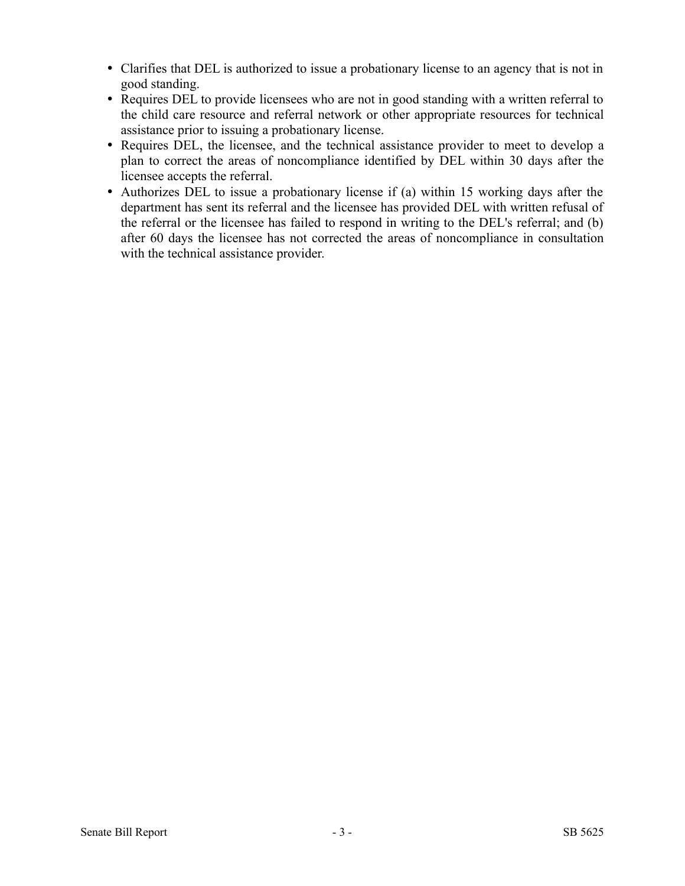- Clarifies that DEL is authorized to issue a probationary license to an agency that is not in good standing.
- Requires DEL to provide licensees who are not in good standing with a written referral to the child care resource and referral network or other appropriate resources for technical assistance prior to issuing a probationary license.
- Requires DEL, the licensee, and the technical assistance provider to meet to develop a plan to correct the areas of noncompliance identified by DEL within 30 days after the licensee accepts the referral.
- Authorizes DEL to issue a probationary license if (a) within 15 working days after the department has sent its referral and the licensee has provided DEL with written refusal of the referral or the licensee has failed to respond in writing to the DEL's referral; and (b) after 60 days the licensee has not corrected the areas of noncompliance in consultation with the technical assistance provider.